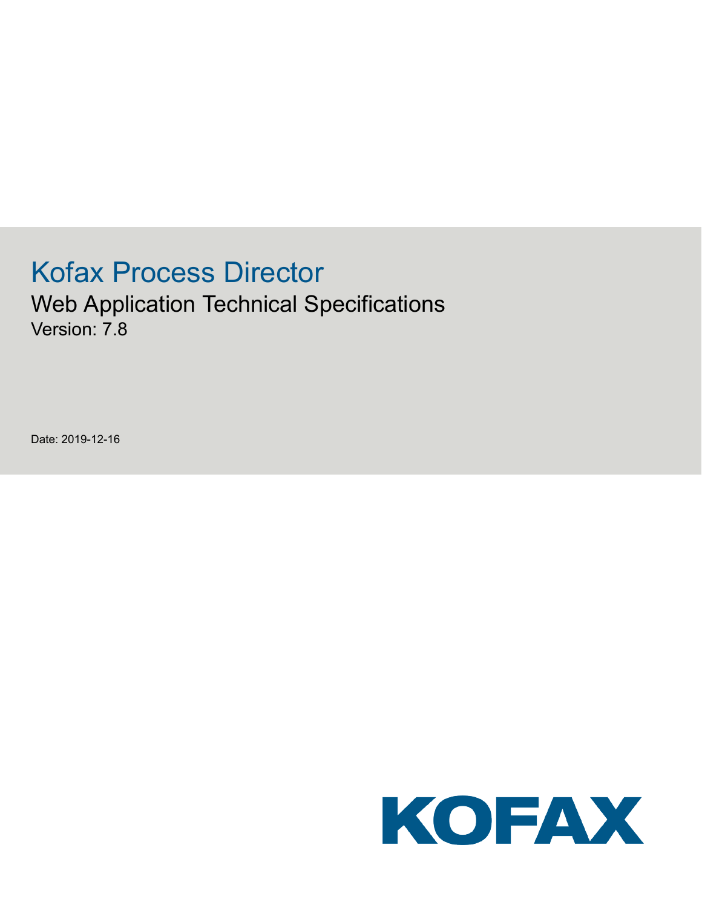# Kofax Process Director

## Web Application Technical Specifications

Version: 7.8

Date: 2019-12-16

KOFAX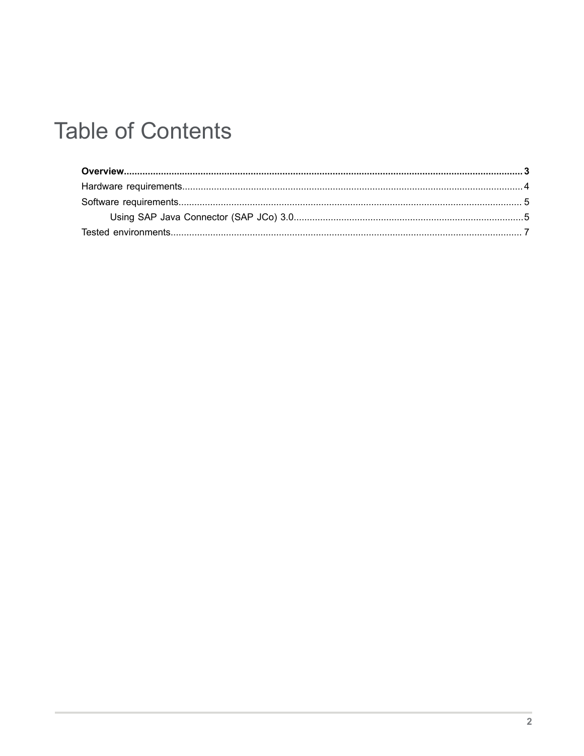# Table of Contents

**Overview....................................................................................................................................................... 3**

Hardware requirements.................................................................................................................................4

Software requirements.................................................................................................................................. 5

Using SAP Java Connector (SAP JCo) 3.0.......................................................................................5

Tested environments..................................................................................................................................... 7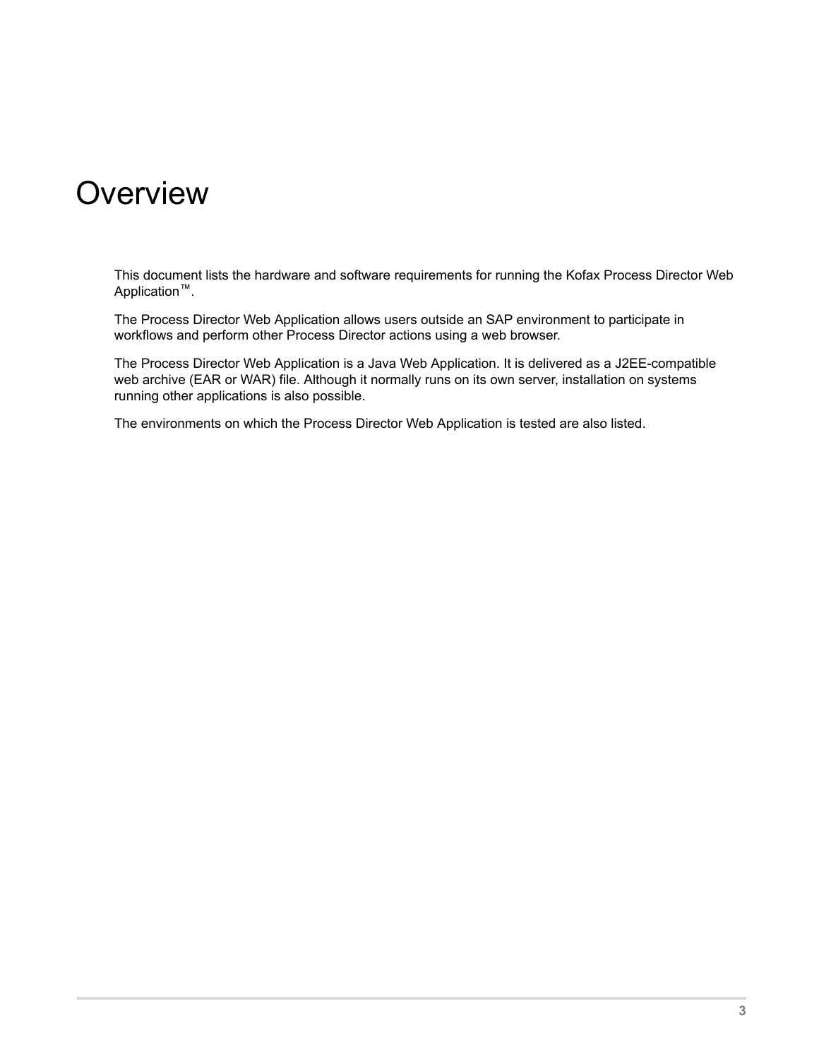# Overview

This document lists the hardware and software requirements for running the Kofax Process Director Web Application™.

The Process Director Web Application allows users outside an SAP environment to participate in workflows and perform other Process Director actions using a web browser.

The Process Director Web Application is a Java Web Application. It is delivered as a J2EE-compatible web archive (EAR or WAR) file. Although it normally runs on its own server, installation on systems running other applications is also possible.

The environments on which the Process Director Web Application is tested are also listed.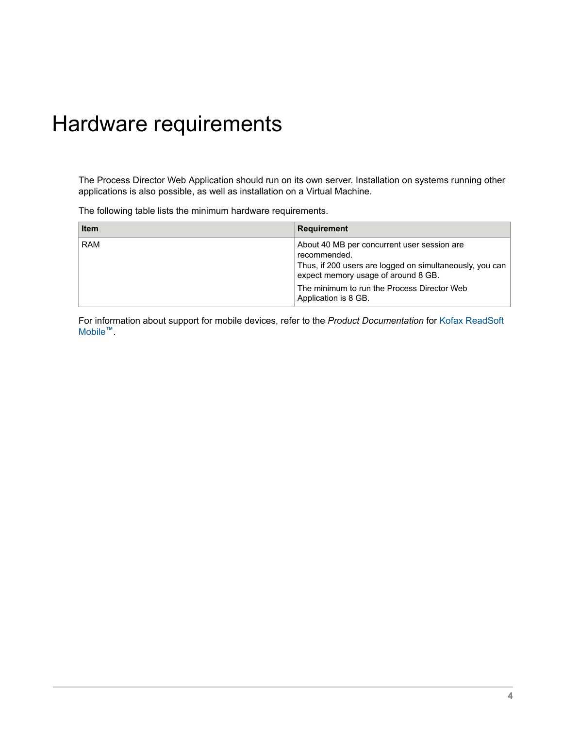# Hardware requirements

The Process Director Web Application should run on its own server. Installation on systems running other applications is also possible, as well as installation on a Virtual Machine.

The following table lists the minimum hardware requirements.

| Item | Requirement |
| --- | --- |
| RAM | About 40 MB per concurrent user session are recommended.<br>Thus, if 200 users are logged on simultaneously, you can expect memory usage of around 8 GB.<br>The minimum to run the Process Director Web Application is 8 GB. |

For information about support for mobile devices, refer to the *Product Documentation* for Kofax ReadSoft Mobile™.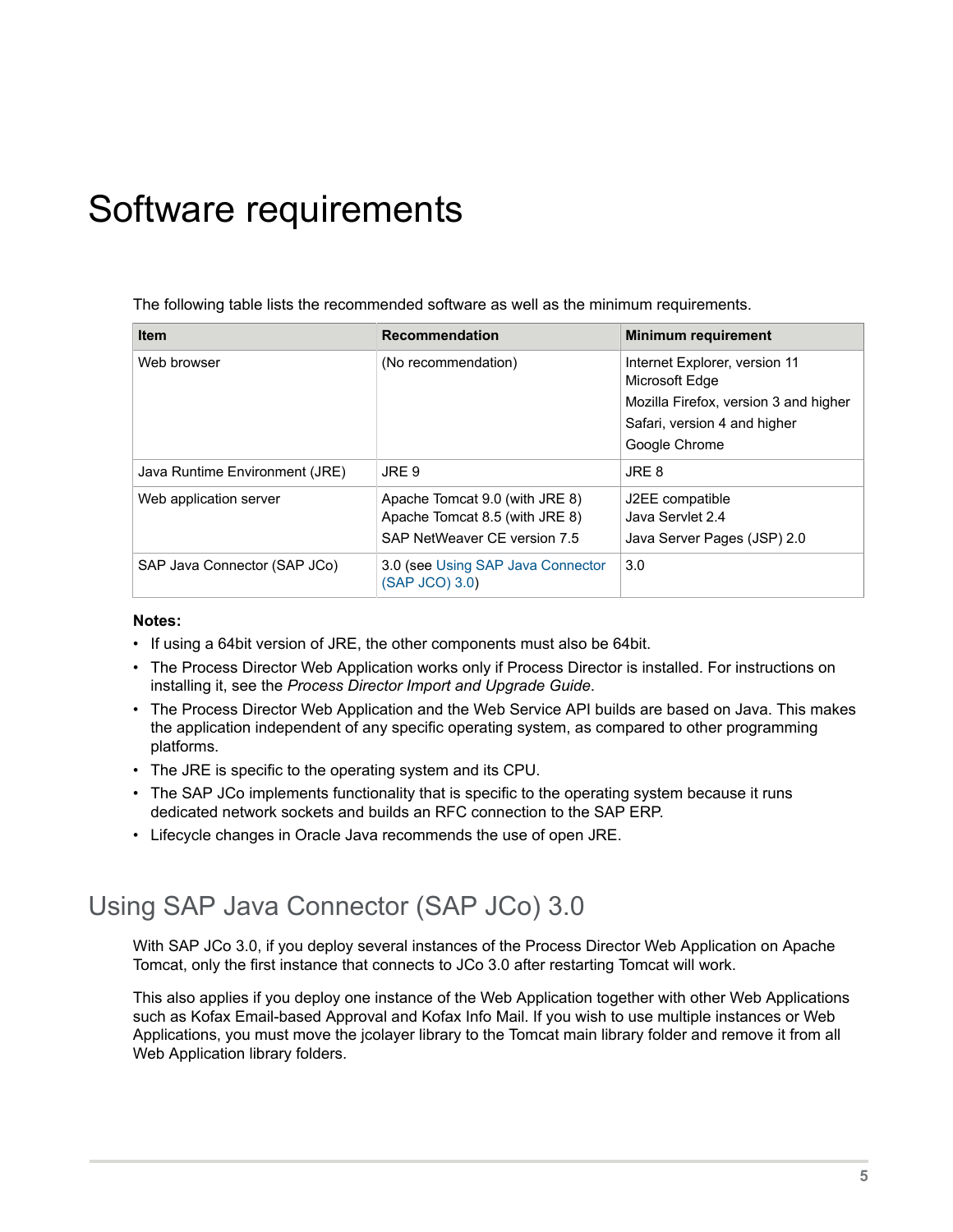# Software requirements

The following table lists the recommended software as well as the minimum requirements.

| Item | Recommendation | Minimum requirement |
| --- | --- | --- |
| Web browser | (No recommendation) | Internet Explorer, version 11<br>Microsoft Edge<br>Mozilla Firefox, version 3 and higher<br>Safari, version 4 and higher<br>Google Chrome |
| Java Runtime Environment (JRE) | JRE 9 | JRE 8 |
| Web application server | Apache Tomcat 9.0 (with JRE 8)<br>Apache Tomcat 8.5 (with JRE 8)<br>SAP NetWeaver CE version 7.5 | J2EE compatible<br>Java Servlet 2.4<br>Java Server Pages (JSP) 2.0 |
| SAP Java Connector (SAP JCo) | 3.0 (see Using SAP Java Connector (SAP JCO) 3.0) | 3.0 |

**Notes:**

- If using a 64bit version of JRE, the other components must also be 64bit.
- The Process Director Web Application works only if Process Director is installed. For instructions on installing it, see the *Process Director Import and Upgrade Guide*.
- The Process Director Web Application and the Web Service API builds are based on Java. This makes the application independent of any specific operating system, as compared to other programming platforms.
- The JRE is specific to the operating system and its CPU.
- The SAP JCo implements functionality that is specific to the operating system because it runs dedicated network sockets and builds an RFC connection to the SAP ERP.
- Lifecycle changes in Oracle Java recommends the use of open JRE.

## Using SAP Java Connector (SAP JCo) 3.0

With SAP JCo 3.0, if you deploy several instances of the Process Director Web Application on Apache Tomcat, only the first instance that connects to JCo 3.0 after restarting Tomcat will work.

This also applies if you deploy one instance of the Web Application together with other Web Applications such as Kofax Email-based Approval and Kofax Info Mail. If you wish to use multiple instances or Web Applications, you must move the jcolayer library to the Tomcat main library folder and remove it from all Web Application library folders.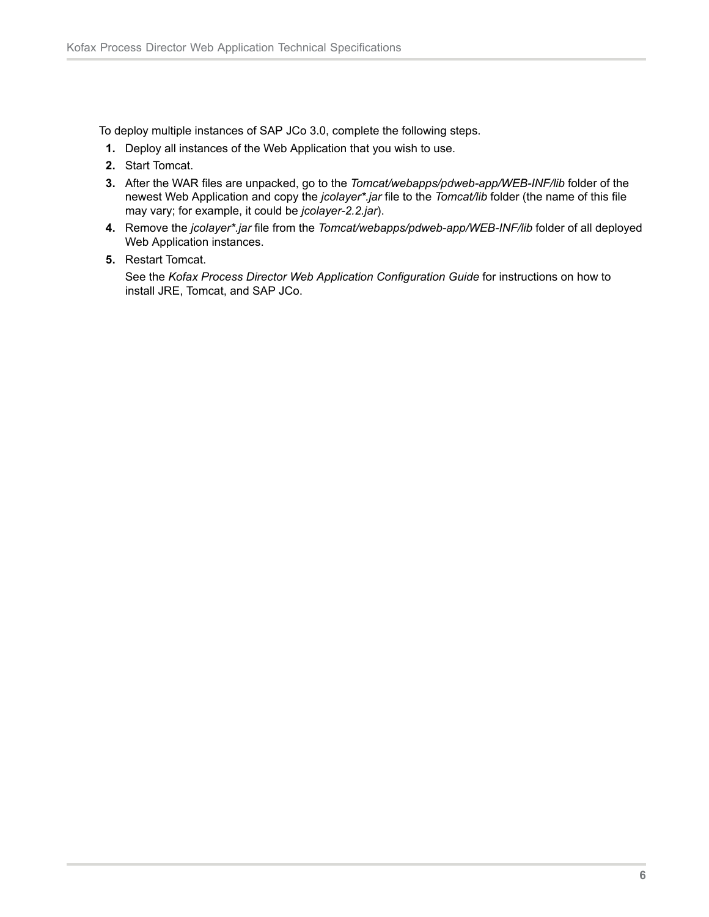To deploy multiple instances of SAP JCo 3.0, complete the following steps.

1. Deploy all instances of the Web Application that you wish to use.
2. Start Tomcat.
3. After the WAR files are unpacked, go to the *Tomcat/webapps/pdweb-app/WEB-INF/lib* folder of the newest Web Application and copy the *jcolayer*.jar* file to the *Tomcat/lib* folder (the name of this file may vary; for example, it could be *jcolayer-2.2.jar*).
4. Remove the *jcolayer*.jar* file from the *Tomcat/webapps/pdweb-app/WEB-INF/lib* folder of all deployed Web Application instances.
5. Restart Tomcat.

   See the *Kofax Process Director Web Application Configuration Guide* for instructions on how to install JRE, Tomcat, and SAP JCo.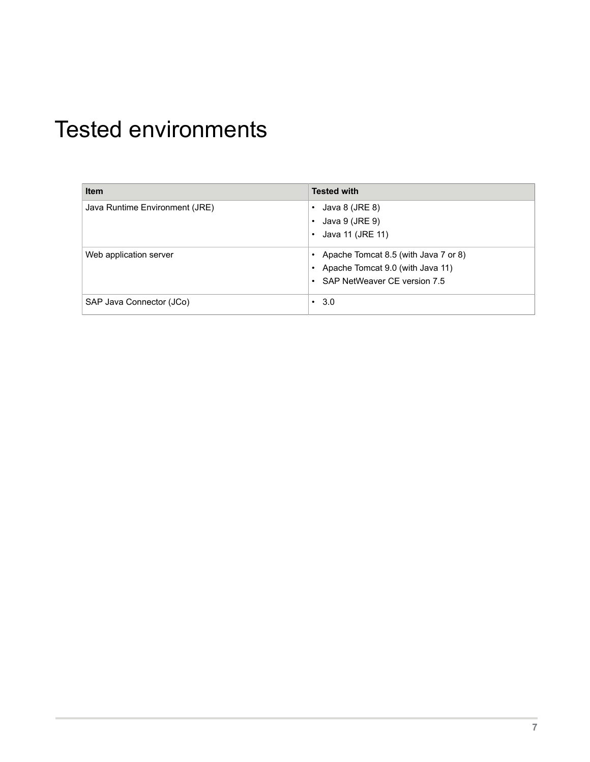# Tested environments

| Item | Tested with |
| --- | --- |
| Java Runtime Environment (JRE) | • Java 8 (JRE 8)<br>• Java 9 (JRE 9)<br>• Java 11 (JRE 11) |
| Web application server | • Apache Tomcat 8.5 (with Java 7 or 8)<br>• Apache Tomcat 9.0 (with Java 11)<br>• SAP NetWeaver CE version 7.5 |
| SAP Java Connector (JCo) | • 3.0 |